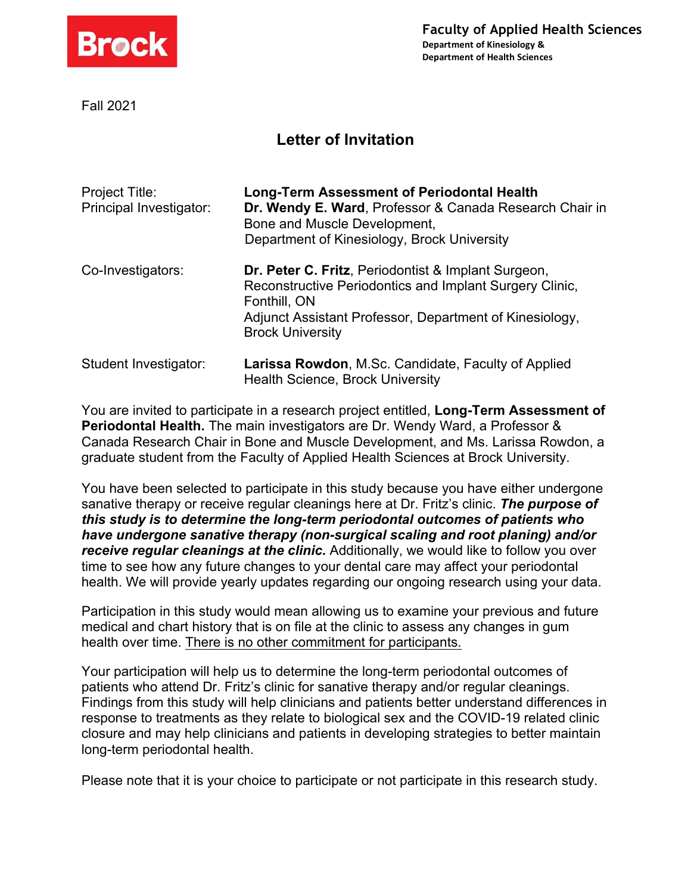**Brock**

**Faculty of Applied Health Sciences**
**Department of Kinesiology &**
**Department of Health Sciences**

Fall 2021

## Letter of Invitation

| | |
|---|---|
| Project Title: | **Long-Term Assessment of Periodontal Health** |
| Principal Investigator: | **Dr. Wendy E. Ward**, Professor & Canada Research Chair in Bone and Muscle Development, Department of Kinesiology, Brock University |
| Co-Investigators: | **Dr. Peter C. Fritz**, Periodontist & Implant Surgeon, Reconstructive Periodontics and Implant Surgery Clinic, Fonthill, ON<br>Adjunct Assistant Professor, Department of Kinesiology, Brock University |
| Student Investigator: | **Larissa Rowdon**, M.Sc. Candidate, Faculty of Applied Health Science, Brock University |

You are invited to participate in a research project entitled, **Long-Term Assessment of Periodontal Health.** The main investigators are Dr. Wendy Ward, a Professor & Canada Research Chair in Bone and Muscle Development, and Ms. Larissa Rowdon, a graduate student from the Faculty of Applied Health Sciences at Brock University.

You have been selected to participate in this study because you have either undergone sanative therapy or receive regular cleanings here at Dr. Fritz's clinic. ***The purpose of this study is to determine the long-term periodontal outcomes of patients who have undergone sanative therapy (non-surgical scaling and root planing) and/or receive regular cleanings at the clinic.*** Additionally, we would like to follow you over time to see how any future changes to your dental care may affect your periodontal health. We will provide yearly updates regarding our ongoing research using your data.

Participation in this study would mean allowing us to examine your previous and future medical and chart history that is on file at the clinic to assess any changes in gum health over time. <u>There is no other commitment for participants.</u>

Your participation will help us to determine the long-term periodontal outcomes of patients who attend Dr. Fritz's clinic for sanative therapy and/or regular cleanings. Findings from this study will help clinicians and patients better understand differences in response to treatments as they relate to biological sex and the COVID-19 related clinic closure and may help clinicians and patients in developing strategies to better maintain long-term periodontal health.

Please note that it is your choice to participate or not participate in this research study.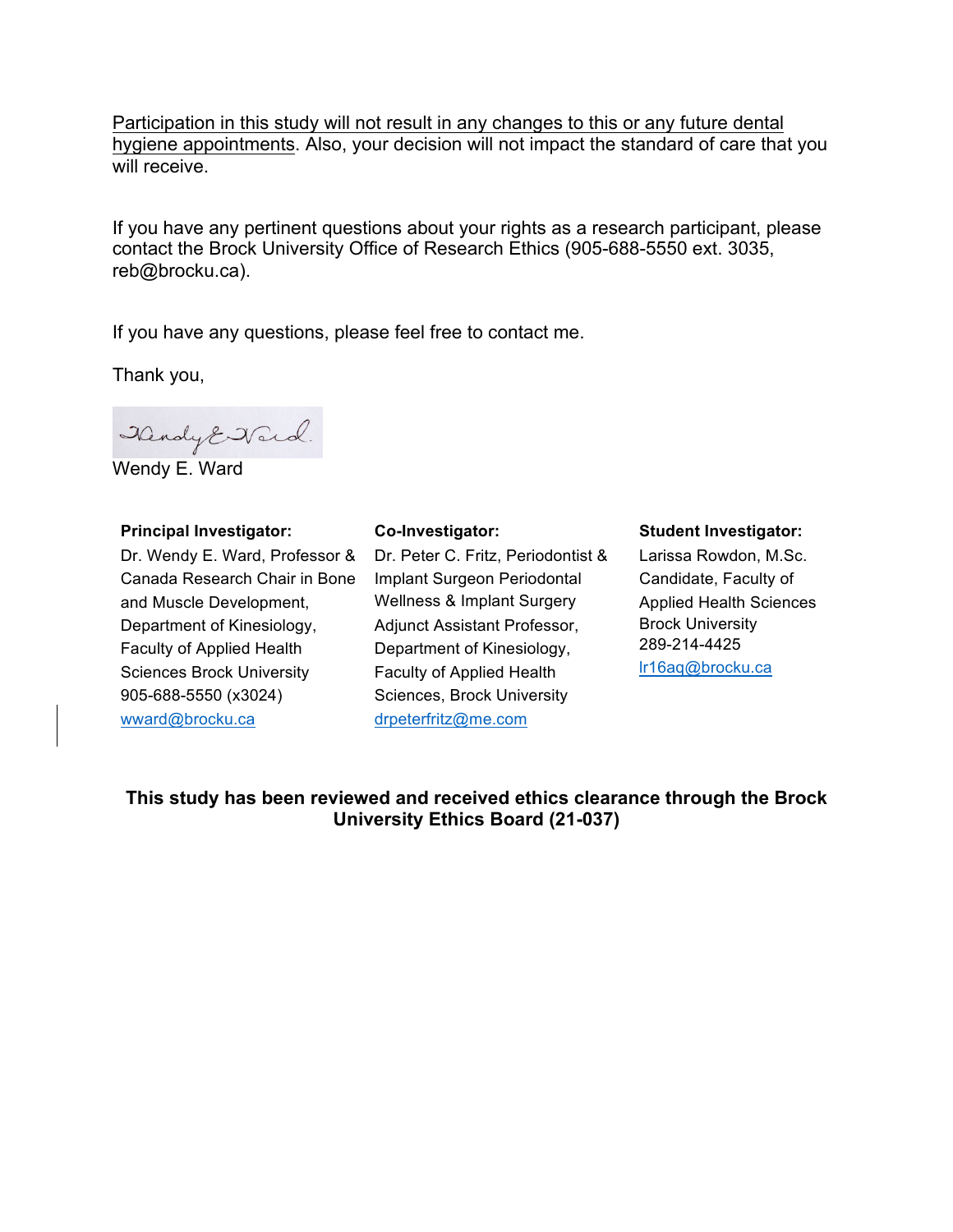<u>Participation in this study will not result in any changes to this or any future dental hygiene appointments</u>. Also, your decision will not impact the standard of care that you will receive.

If you have any pertinent questions about your rights as a research participant, please contact the Brock University Office of Research Ethics (905-688-5550 ext. 3035, reb@brocku.ca).

If you have any questions, please feel free to contact me.

Thank you,

Wendy E. Ward

**Principal Investigator:**
Dr. Wendy E. Ward, Professor & Canada Research Chair in Bone and Muscle Development, Department of Kinesiology, Faculty of Applied Health Sciences Brock University
905-688-5550 (x3024)
wward@brocku.ca

**Co-Investigator:**
Dr. Peter C. Fritz, Periodontist & Implant Surgeon Periodontal Wellness & Implant Surgery
Adjunct Assistant Professor, Department of Kinesiology, Faculty of Applied Health Sciences, Brock University
drpeterfritz@me.com

**Student Investigator:**
Larissa Rowdon, M.Sc. Candidate, Faculty of Applied Health Sciences
Brock University
289-214-4425
lr16aq@brocku.ca

**This study has been reviewed and received ethics clearance through the Brock University Ethics Board (21-037)**